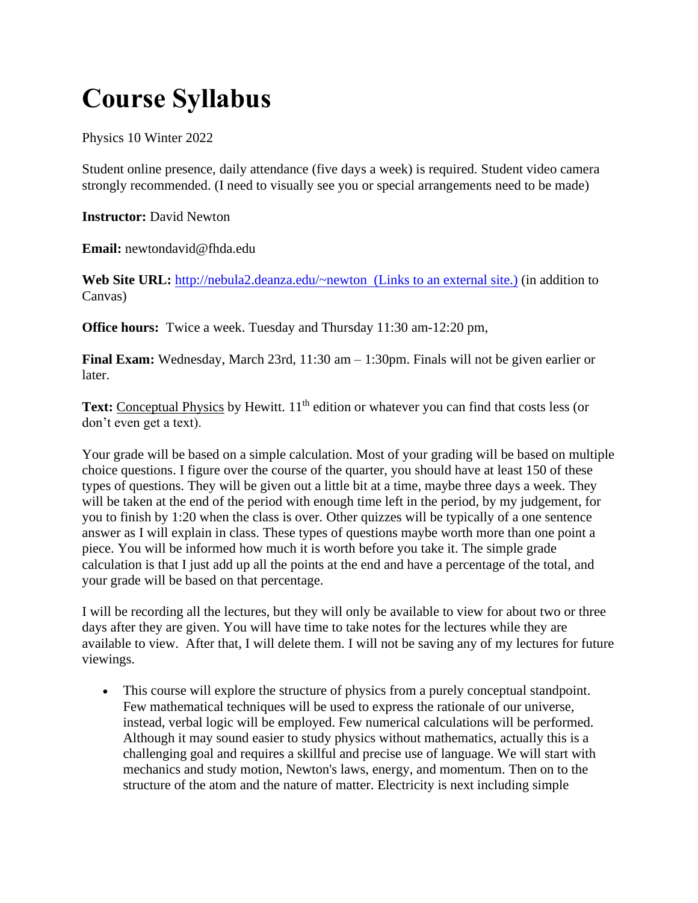# Course Syllabus

Physics 10 Winter 2022

Student online presence, daily attendance (five days a week) is required. Student video camera strongly recommended. (I need to visually see you or special arrangements need to be made)

**Instructor:** David Newton

**Email:** newtondavid@fhda.edu

**Web Site URL:** [http://nebula2.deanza.edu/~newton (Links to an external site.)](http://nebula2.deanza.edu/~newton) (in addition to Canvas)

**Office hours:** Twice a week. Tuesday and Thursday 11:30 am-12:20 pm,

**Final Exam:** Wednesday, March 23rd, 11:30 am – 1:30pm. Finals will not be given earlier or later.

**Text:** Conceptual Physics by Hewitt. 11th edition or whatever you can find that costs less (or don't even get a text).

Your grade will be based on a simple calculation. Most of your grading will be based on multiple choice questions. I figure over the course of the quarter, you should have at least 150 of these types of questions. They will be given out a little bit at a time, maybe three days a week. They will be taken at the end of the period with enough time left in the period, by my judgement, for you to finish by 1:20 when the class is over. Other quizzes will be typically of a one sentence answer as I will explain in class. These types of questions maybe worth more than one point a piece. You will be informed how much it is worth before you take it. The simple grade calculation is that I just add up all the points at the end and have a percentage of the total, and your grade will be based on that percentage.

I will be recording all the lectures, but they will only be available to view for about two or three days after they are given. You will have time to take notes for the lectures while they are available to view. After that, I will delete them. I will not be saving any of my lectures for future viewings.

- This course will explore the structure of physics from a purely conceptual standpoint. Few mathematical techniques will be used to express the rationale of our universe, instead, verbal logic will be employed. Few numerical calculations will be performed. Although it may sound easier to study physics without mathematics, actually this is a challenging goal and requires a skillful and precise use of language. We will start with mechanics and study motion, Newton's laws, energy, and momentum. Then on to the structure of the atom and the nature of matter. Electricity is next including simple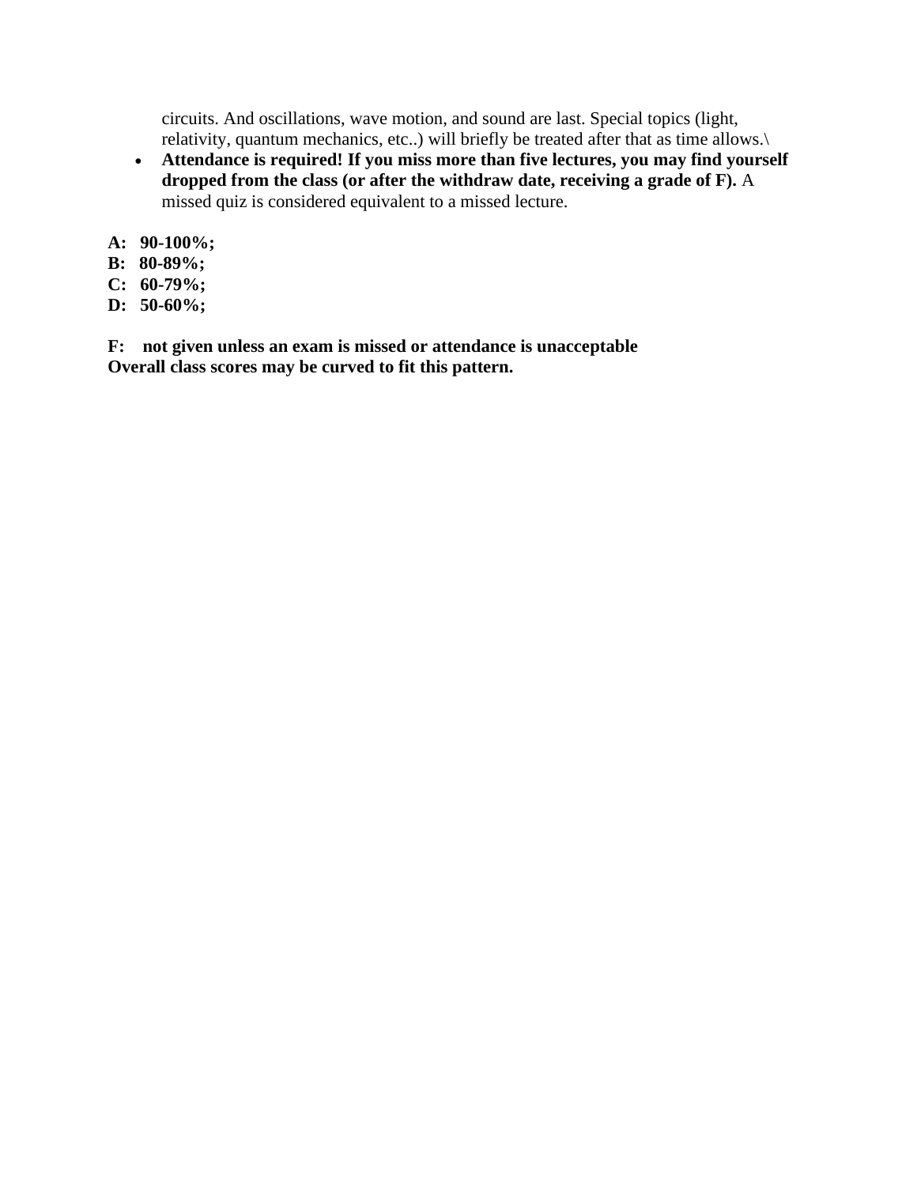circuits. And oscillations, wave motion, and sound are last. Special topics (light, relativity, quantum mechanics, etc..) will briefly be treated after that as time allows.\

- **Attendance is required! If you miss more than five lectures, you may find yourself dropped from the class (or after the withdraw date, receiving a grade of F).** A missed quiz is considered equivalent to a missed lecture.

**A: 90-100%;**
**B: 80-89%;**
**C: 60-79%;**
**D: 50-60%;**

**F: not given unless an exam is missed or attendance is unacceptable**
**Overall class scores may be curved to fit this pattern.**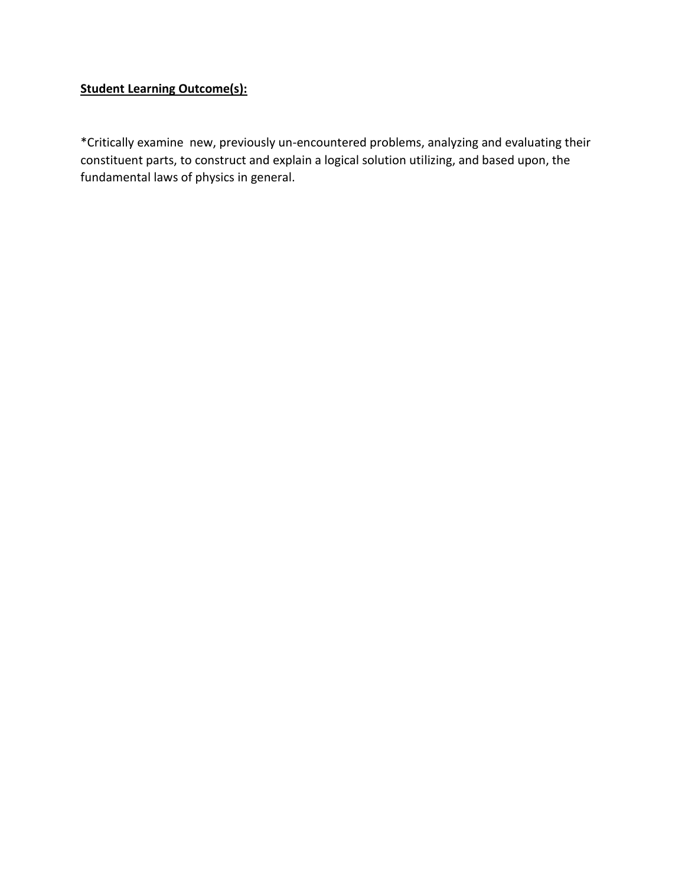**Student Learning Outcome(s):**

*Critically examine new, previously un-encountered problems, analyzing and evaluating their constituent parts, to construct and explain a logical solution utilizing, and based upon, the fundamental laws of physics in general.